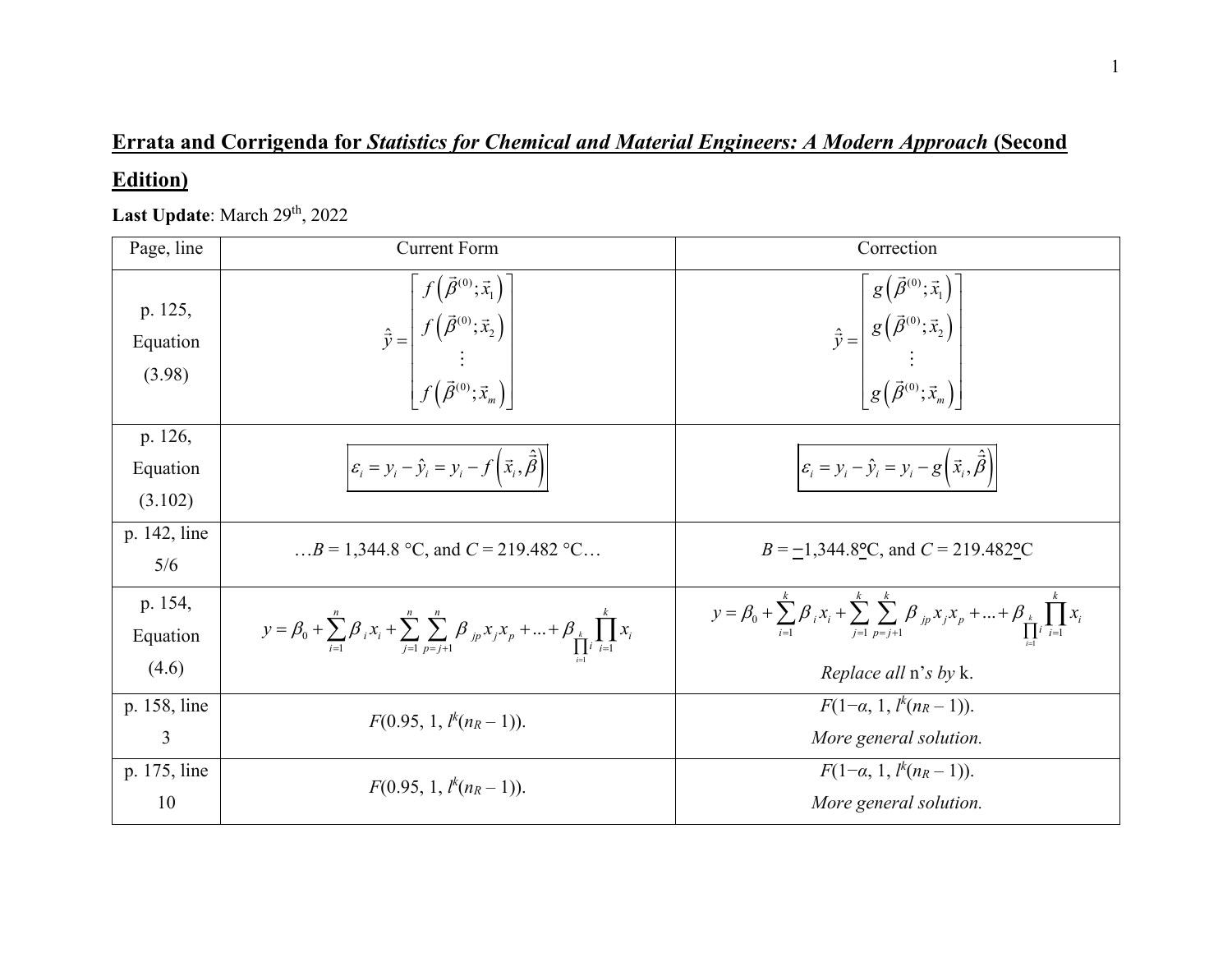**Errata and Corrigenda for *Statistics for Chemical and Material Engineers: A Modern Approach* (Second Edition)**

**Last Update**: March 29th, 2022

| Page, line | Current Form | Correction |
|---|---|---|
| p. 125, Equation (3.98) | $\hat{\vec{y}} = \begin{bmatrix} f\left(\vec{\beta}^{(0)};\vec{x}_1\right) \\ f\left(\vec{\beta}^{(0)};\vec{x}_2\right) \\ \vdots \\ f\left(\vec{\beta}^{(0)};\vec{x}_m\right) \end{bmatrix}$ | $\hat{\vec{y}} = \begin{bmatrix} g\left(\vec{\beta}^{(0)};\vec{x}_1\right) \\ g\left(\vec{\beta}^{(0)};\vec{x}_2\right) \\ \vdots \\ g\left(\vec{\beta}^{(0)};\vec{x}_m\right) \end{bmatrix}$ |
| p. 126, Equation (3.102) | $\boxed{\varepsilon_i = y_i - \hat{y}_i = y_i - f\left(\vec{x}_i, \hat{\vec{\beta}}\right)}$ | $\boxed{\varepsilon_i = y_i - \hat{y}_i = y_i - g\left(\vec{x}_i, \hat{\vec{\beta}}\right)}$ |
| p. 142, line 5/6 | …$B$ = 1,344.8 °C, and $C$ = 219.482 °C… | $B$ = −1,344.8°C, and $C$ = 219.482°C |
| p. 154, Equation (4.6) | $y = \beta_0 + \sum_{i=1}^{n} \beta_i x_i + \sum_{j=1}^{n} \sum_{p=j+1}^{n} \beta_{jp} x_j x_p + \ldots + \beta_{\prod_{i=1}^{k} i} \prod_{i=1}^{k} x_i$ | $y = \beta_0 + \sum_{i=1}^{k} \beta_i x_i + \sum_{j=1}^{k} \sum_{p=j+1}^{k} \beta_{jp} x_j x_p + \ldots + \beta_{\prod_{i=1}^{k} i} \prod_{i=1}^{k} x_i$ <br> *Replace all* n'*s by* k. |
| p. 158, line 3 | $F(0.95, 1, l^k(n_R - 1))$. | $F(1-\alpha, 1, l^k(n_R - 1))$. <br> *More general solution.* |
| p. 175, line 10 | $F(0.95, 1, l^k(n_R - 1))$. | $F(1-\alpha, 1, l^k(n_R - 1))$. <br> *More general solution.* |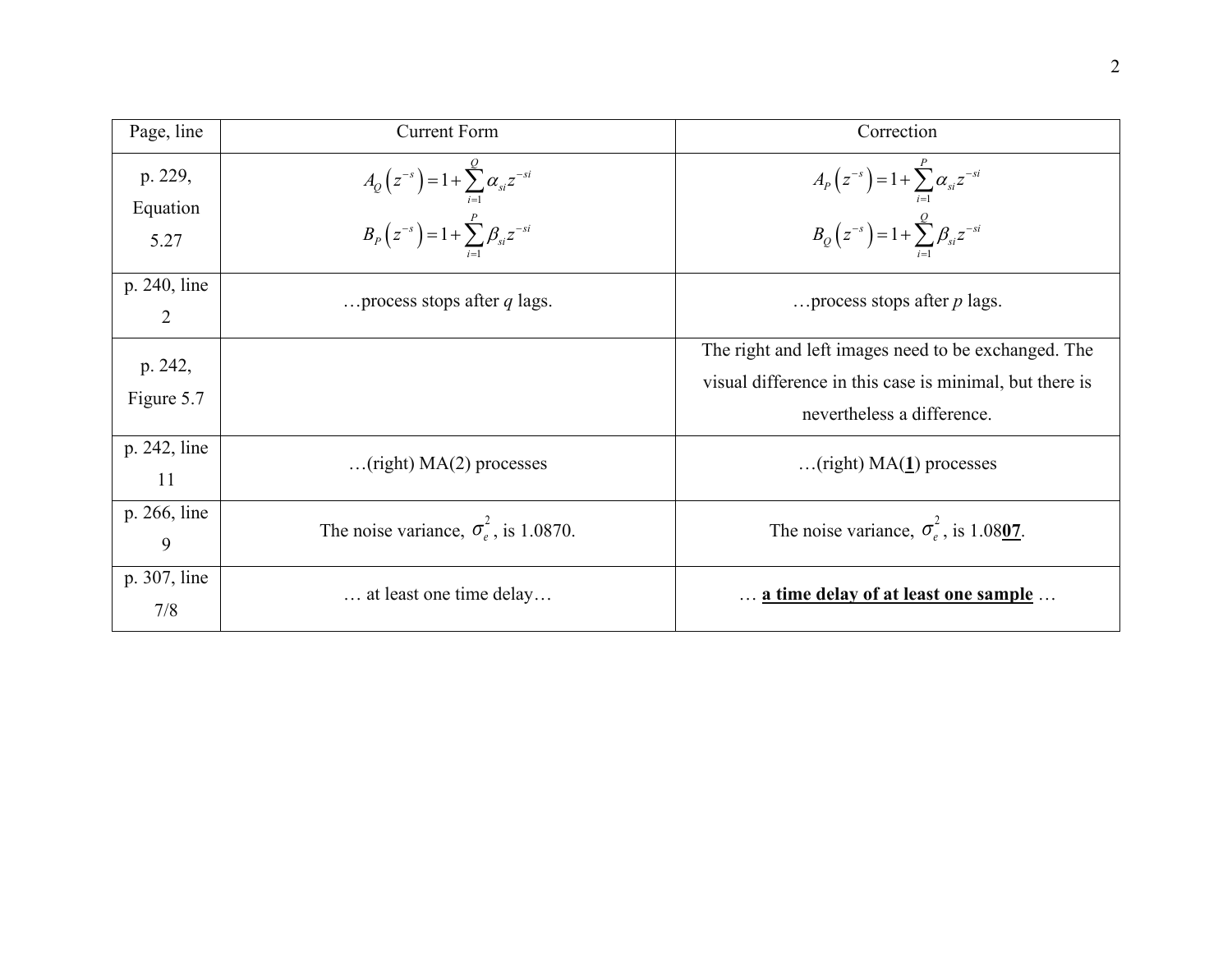| Page, line | Current Form | Correction |
| --- | --- | --- |
| p. 229, Equation 5.27 | $A_Q\left(z^{-s}\right)=1+\sum_{i=1}^{Q}\alpha_{si}z^{-si}$ <br> $B_P\left(z^{-s}\right)=1+\sum_{i=1}^{P}\beta_{si}z^{-si}$ | $A_P\left(z^{-s}\right)=1+\sum_{i=1}^{P}\alpha_{si}z^{-si}$ <br> $B_Q\left(z^{-s}\right)=1+\sum_{i=1}^{Q}\beta_{si}z^{-si}$ |
| p. 240, line 2 | …process stops after $q$ lags. | …process stops after $p$ lags. |
| p. 242, Figure 5.7 | | The right and left images need to be exchanged. The visual difference in this case is minimal, but there is nevertheless a difference. |
| p. 242, line 11 | …(right) MA(2) processes | …(right) MA(**<u>1</u>**) processes |
| p. 266, line 9 | The noise variance, $\sigma_e^2$, is 1.0870. | The noise variance, $\sigma_e^2$, is 1.08**<u>07</u>**. |
| p. 307, line 7/8 | … at least one time delay… | … **<u>a time delay of at least one sample</u>** … |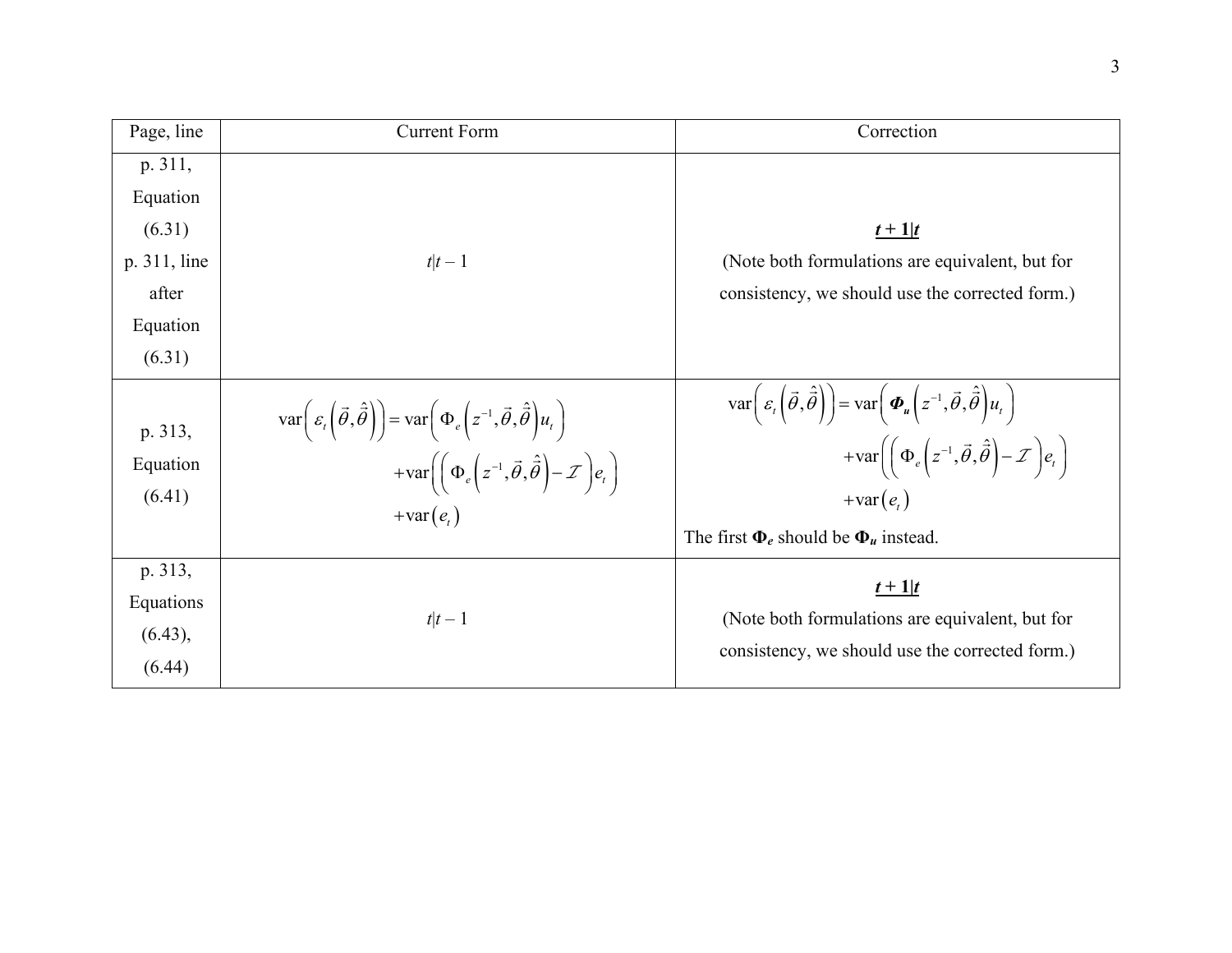| Page, line | Current Form | Correction |
| --- | --- | --- |
| p. 311, Equation (6.31) p. 311, line after Equation (6.31) | $t\|t-1$ | ***t* + 1\|*t*** (Note both formulations are equivalent, but for consistency, we should use the corrected form.) |
| p. 313, Equation (6.41) | $\operatorname{var}\left(\varepsilon_t\left(\vec{\theta},\hat{\vec{\theta}}\right)\right)=\operatorname{var}\left(\Phi_e\left(z^{-1},\vec{\theta},\hat{\vec{\theta}}\right)u_t\right)+\operatorname{var}\left(\left(\Phi_e\left(z^{-1},\vec{\theta},\hat{\vec{\theta}}\right)-\mathcal{I}\right)e_t\right)+\operatorname{var}\left(e_t\right)$ | $\operatorname{var}\left(\varepsilon_t\left(\vec{\theta},\hat{\vec{\theta}}\right)\right)=\operatorname{var}\left(\boldsymbol{\Phi_u}\left(z^{-1},\vec{\theta},\hat{\vec{\theta}}\right)u_t\right)+\operatorname{var}\left(\left(\Phi_e\left(z^{-1},\vec{\theta},\hat{\vec{\theta}}\right)-\mathcal{I}\right)e_t\right)+\operatorname{var}\left(e_t\right)$ The first $\boldsymbol{\Phi_e}$ should be $\boldsymbol{\Phi_u}$ instead. |
| p. 313, Equations (6.43), (6.44) | $t\|t-1$ | ***t* + 1\|*t*** (Note both formulations are equivalent, but for consistency, we should use the corrected form.) |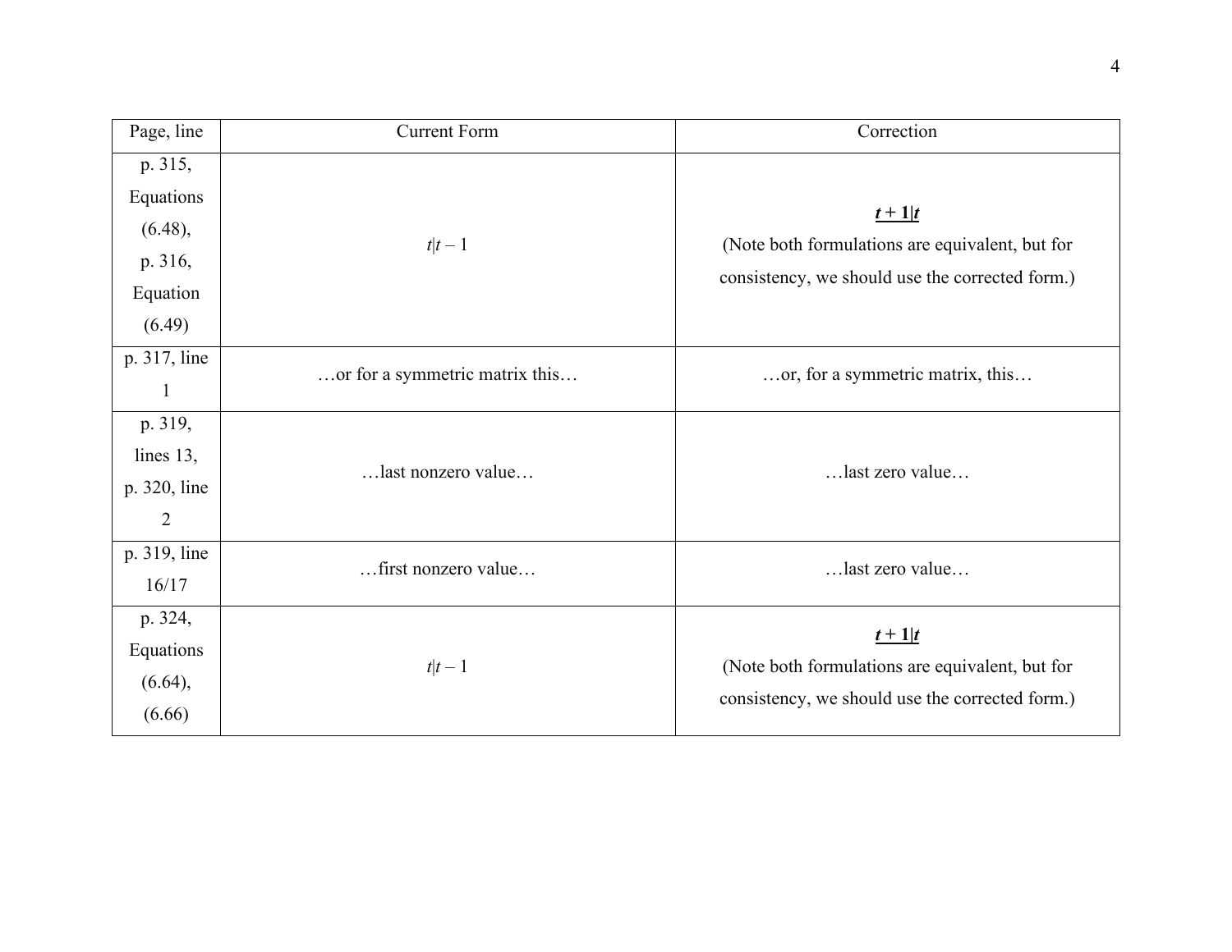| Page, line | Current Form | Correction |
|---|---|---|
| p. 315, Equations (6.48), p. 316, Equation (6.49) | $t \mid t-1$ | ***t + 1\|t*** (Note both formulations are equivalent, but for consistency, we should use the corrected form.) |
| p. 317, line 1 | …or for a symmetric matrix this… | …or, for a symmetric matrix, this… |
| p. 319, lines 13, p. 320, line 2 | …last nonzero value… | …last zero value… |
| p. 319, line 16/17 | …first nonzero value… | …last zero value… |
| p. 324, Equations (6.64), (6.66) | $t \mid t-1$ | ***t + 1\|t*** (Note both formulations are equivalent, but for consistency, we should use the corrected form.) |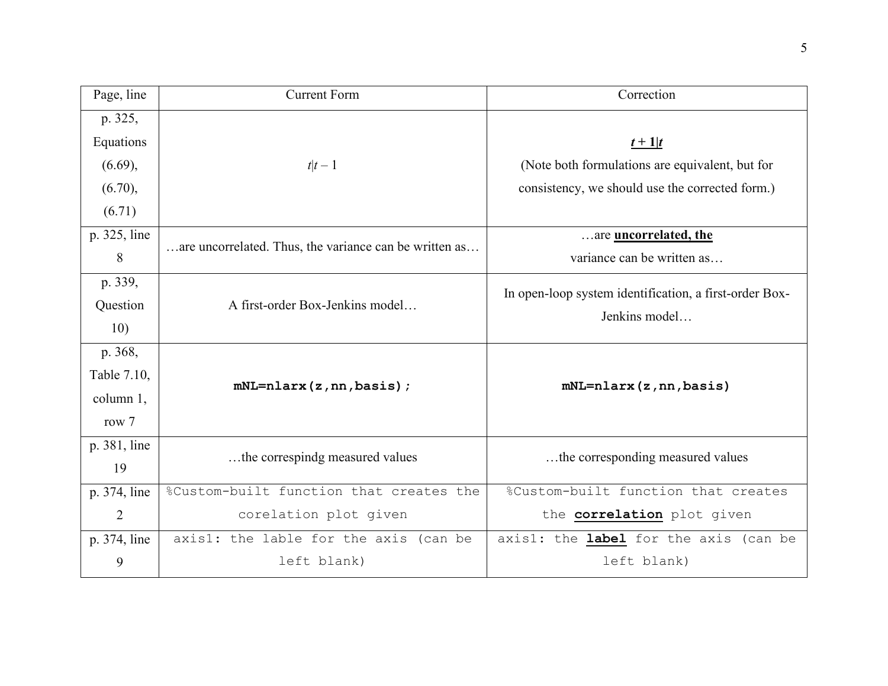| Page, line | Current Form | Correction |
| --- | --- | --- |
| p. 325, Equations (6.69), (6.70), (6.71) | $t\|t-1$ | $\underline{\boldsymbol{t+1\|t}}$ (Note both formulations are equivalent, but for consistency, we should use the corrected form.) |
| p. 325, line 8 | …are uncorrelated. Thus, the variance can be written as… | …are **uncorrelated, the** variance can be written as… |
| p. 339, Question 10) | A first-order Box-Jenkins model… | In open-loop system identification, a first-order Box-Jenkins model… |
| p. 368, Table 7.10, column 1, row 7 | `mNL=nlarx(z,nn,basis);` | `mNL=nlarx(z,nn,basis)` |
| p. 381, line 19 | …the correspindg measured values | …the corresponding measured values |
| p. 374, line 2 | `%Custom-built function that creates the corelation plot given` | `%Custom-built function that creates the` **`correlation`** `plot given` |
| p. 374, line 9 | `axis1: the lable for the axis (can be left blank)` | `axis1: the` **`label`** `for the axis (can be left blank)` |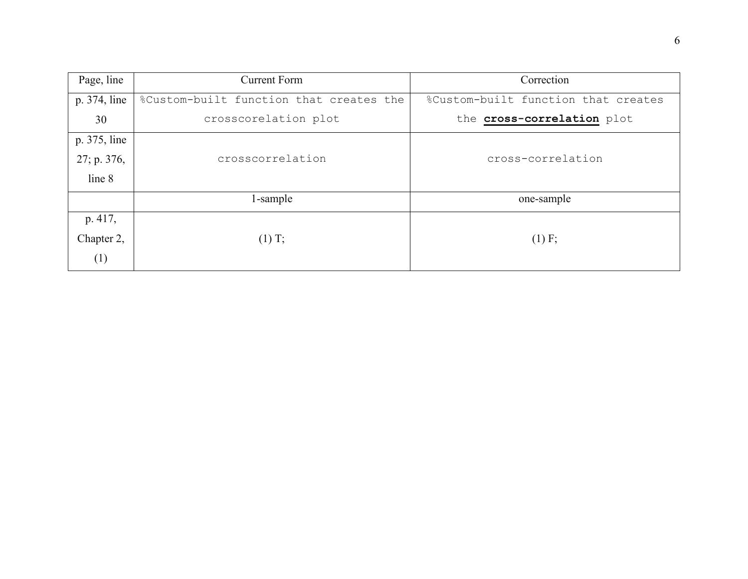| Page, line | Current Form | Correction |
| --- | --- | --- |
| p. 374, line 30 | `%Custom-built function that creates the crosscorelation plot` | `%Custom-built function that creates the` **cross-correlation** `plot` |
| p. 375, line 27; p. 376, line 8 | `crosscorrelation` | `cross-correlation` |
| | 1-sample | one-sample |
| p. 417, Chapter 2, (1) | (1) T; | (1) F; |